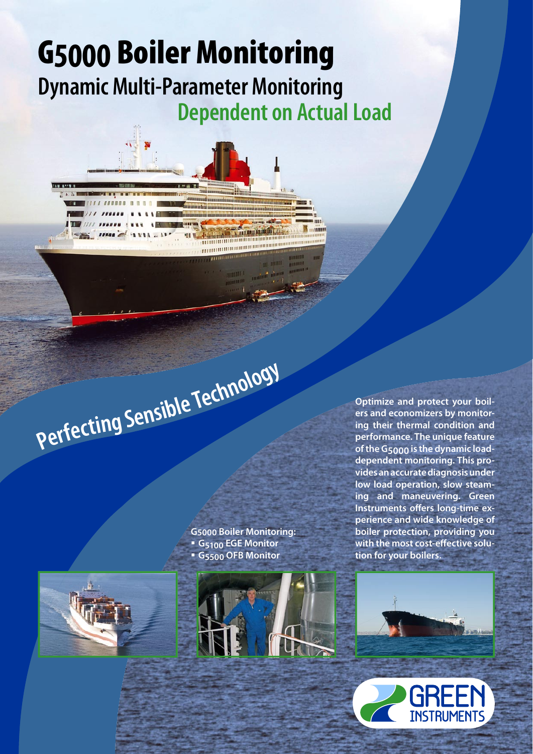# G5000 Boiler Monitoring

## Dynamic Multi-Parameter Monitoring

## Dependent on Actual Load

**Perfecting Sensible Technology**

**Optimize and protect your boilers and economizers by monitoring their thermal condition and performance. The unique feature of the G5000 is the dynamic load-dependent monitoring. This provides an accurate diagnosis under low load operation, slow steaming and maneuvering. Green Instruments offers long-time experience and wide knowledge of boiler protection, providing you with the most cost-effective solution for your boilers.**

**G5000 Boiler Monitoring:**

- **G5100 EGE Monitor**
- **G5500 OFB Monitor**

GREEN INSTRUMENTS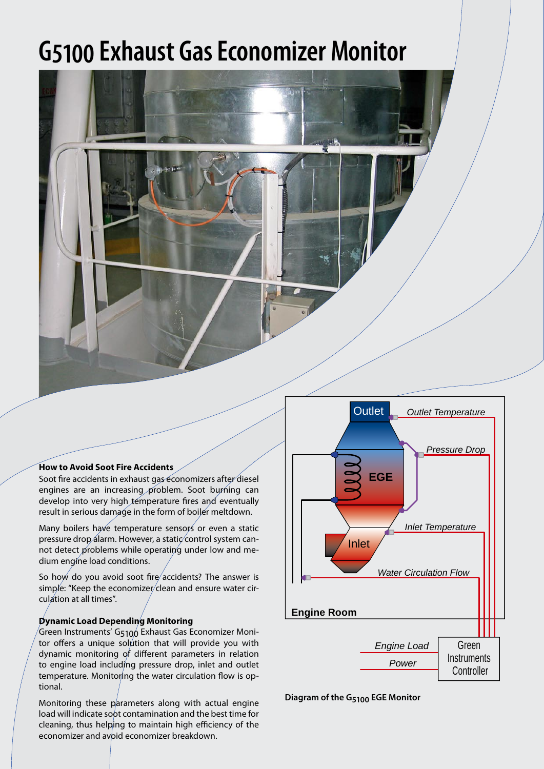# G5100 Exhaust Gas Economizer Monitor

**How to Avoid Soot Fire Accidents**

Soot fire accidents in exhaust gas economizers after diesel engines are an increasing problem. Soot burning can develop into very high temperature fires and eventually result in serious damage in the form of boiler meltdown.

Many boilers have temperature sensors or even a static pressure drop alarm. However, a static control system cannot detect problems while operating under low and medium engine load conditions.

So how do you avoid soot fire accidents? The answer is simple: "Keep the economizer clean and ensure water circulation at all times".

**Dynamic Load Depending Monitoring**

Green Instruments' $G_{5100}$ Exhaust Gas Economizer Monitor offers a unique solution that will provide you with dynamic monitoring of different parameters in relation to engine load including pressure drop, inlet and outlet temperature. Monitoring the water circulation flow is optional.

Monitoring these parameters along with actual engine load will indicate soot contamination and the best time for cleaning, thus helping to maintain high efficiency of the economizer and avoid economizer breakdown.

Outlet — *Outlet Temperature*

EGE — *Pressure Drop*

Inlet — *Inlet Temperature*

*Water Circulation Flow*

Engine Room

*Engine Load*

*Power*

Green Instruments Controller

**Diagram of the $G_{5100}$ EGE Monitor**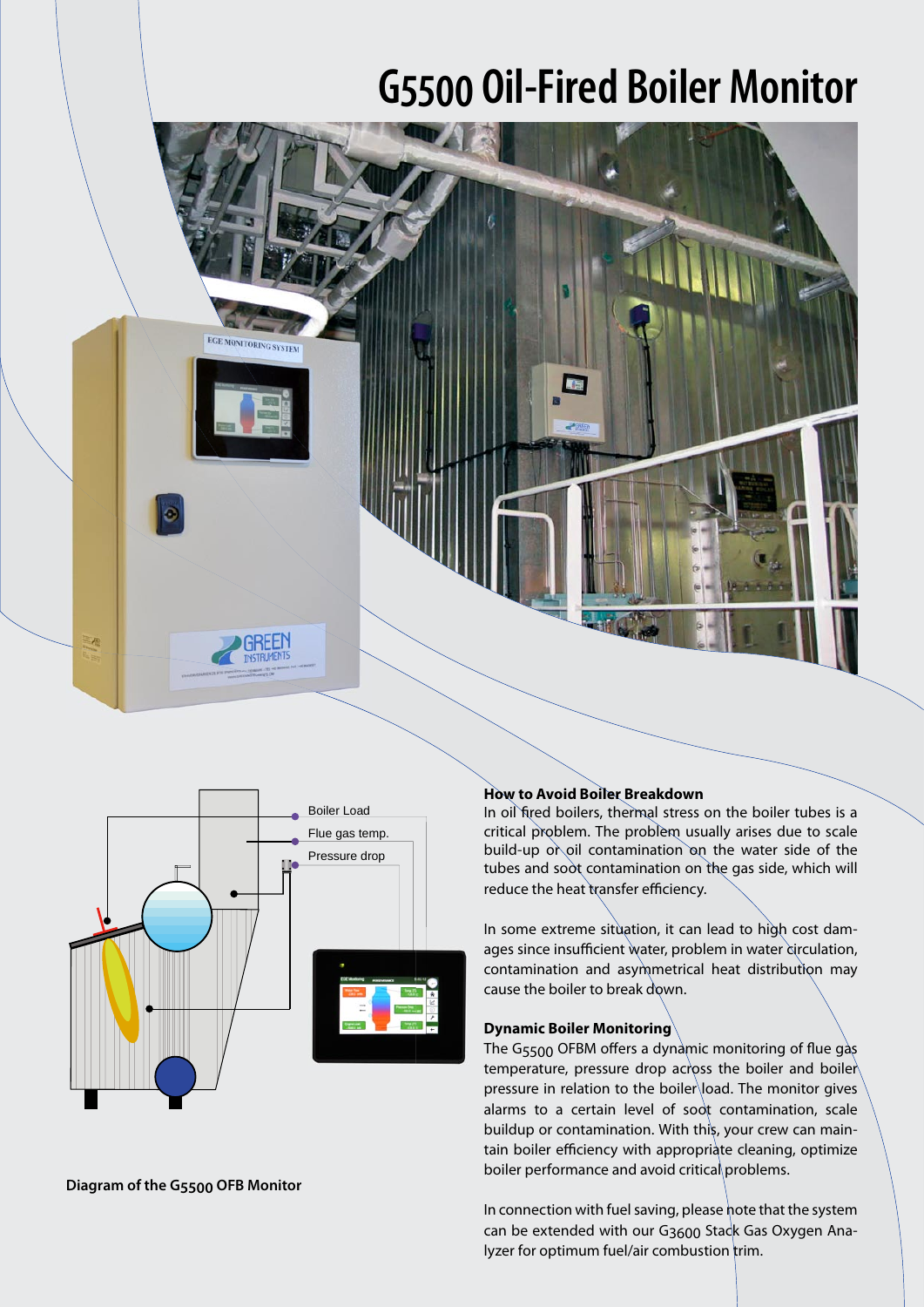# G5500 Oil-Fired Boiler Monitor

Boiler Load

Flue gas temp.

Pressure drop

Diagram of the G5500 OFB Monitor

### How to Avoid Boiler Breakdown

In oil fired boilers, thermal stress on the boiler tubes is a critical problem. The problem usually arises due to scale build-up or oil contamination on the water side of the tubes and soot contamination on the gas side, which will reduce the heat transfer efficiency.

In some extreme situation, it can lead to high cost damages since insufficient water, problem in water circulation, contamination and asymmetrical heat distribution may cause the boiler to break down.

### Dynamic Boiler Monitoring

The G5500 OFBM offers a dynamic monitoring of flue gas temperature, pressure drop across the boiler and boiler pressure in relation to the boiler load. The monitor gives alarms to a certain level of soot contamination, scale buildup or contamination. With this, your crew can maintain boiler efficiency with appropriate cleaning, optimize boiler performance and avoid critical problems.

In connection with fuel saving, please note that the system can be extended with our G3600 Stack Gas Oxygen Analyzer for optimum fuel/air combustion trim.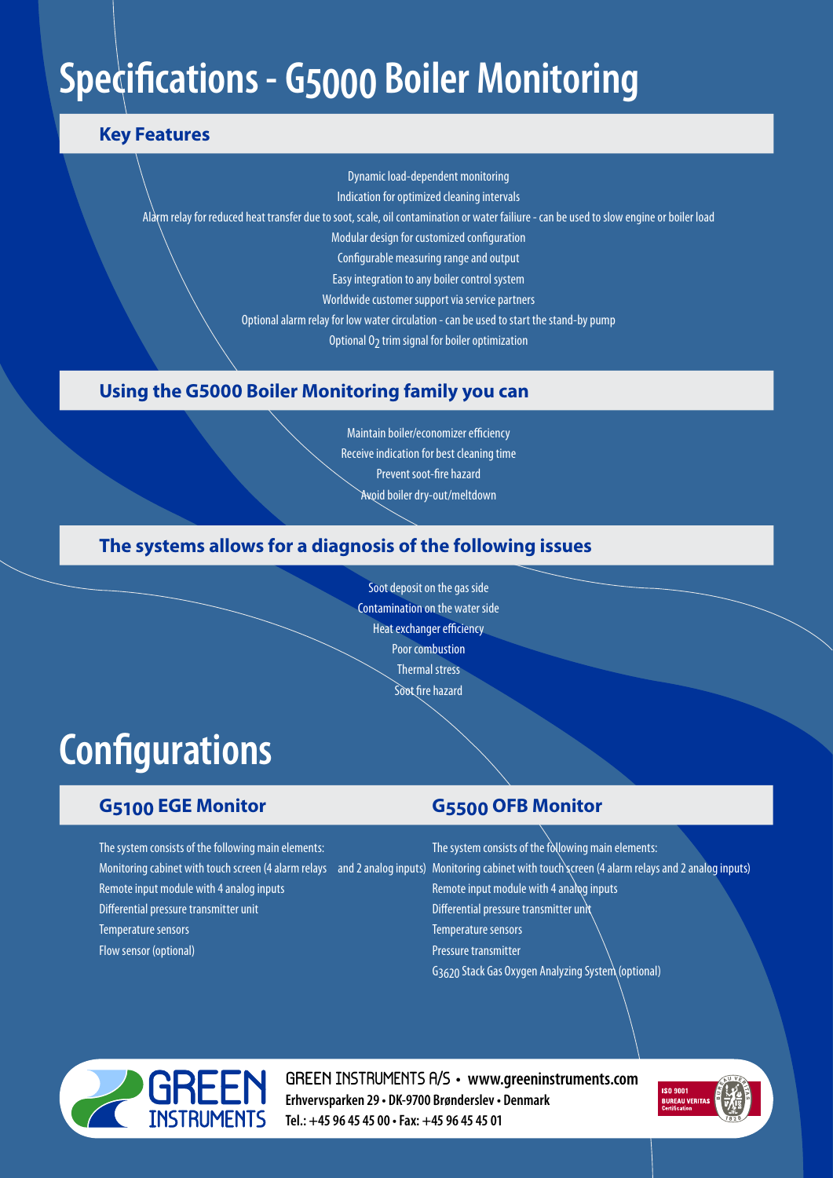# Specifications - G5000 Boiler Monitoring

## Key Features

- Dynamic load-dependent monitoring
- Indication for optimized cleaning intervals
- Alarm relay for reduced heat transfer due to soot, scale, oil contamination or water failiure - can be used to slow engine or boiler load
- Modular design for customized configuration
- Configurable measuring range and output
- Easy integration to any boiler control system
- Worldwide customer support via service partners
- Optional alarm relay for low water circulation - can be used to start the stand-by pump
- Optional $O_2$ trim signal for boiler optimization

## Using the G5000 Boiler Monitoring family you can

- Maintain boiler/economizer efficiency
- Receive indication for best cleaning time
- Prevent soot-fire hazard
- Avoid boiler dry-out/meltdown

## The systems allows for a diagnosis of the following issues

- Soot deposit on the gas side
- Contamination on the water side
- Heat exchanger efficiency
- Poor combustion
- Thermal stress
- Soot fire hazard

# Configurations

## G5100 EGE Monitor

The system consists of the following main elements:

- Monitoring cabinet with touch screen (4 alarm relays and 2 analog inputs)
- Remote input module with 4 analog inputs
- Differential pressure transmitter unit
- Temperature sensors
- Flow sensor (optional)

## G5500 OFB Monitor

The system consists of the following main elements:

- Monitoring cabinet with touch screen (4 alarm relays and 2 analog inputs)
- Remote input module with 4 analog inputs
- Differential pressure transmitter unit
- Temperature sensors
- Pressure transmitter
- G3620 Stack Gas Oxygen Analyzing System (optional)

GREEN INSTRUMENTS A/S • www.greeninstruments.com
Erhvervsparken 29 • DK-9700 Brønderslev • Denmark
Tel.: +45 96 45 45 00 • Fax: +45 96 45 45 01